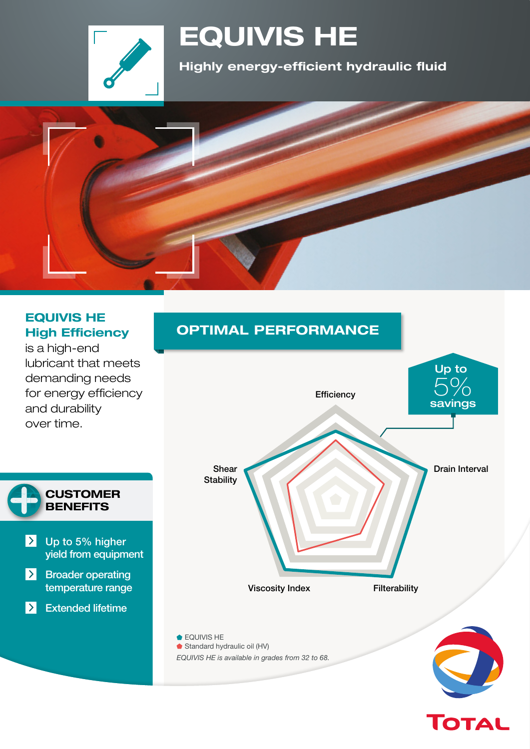# EQUIVIS HE

**Highly energy-efficient hydraulic fluid**

**EQUIVIS HE High Efficiency** is a high-end lubricant that meets demanding needs for energy efficiency and durability over time.

## CUSTOMER BENEFITS

- Up to 5% higher yield from equipment
- Broader operating temperature range
- Extended lifetime

## OPTIMAL PERFORMANCE

Up to 5% savings

Efficiency

Drain Interval

Filterability

Viscosity Index

Shear Stability

- EQUIVIS HE
- Standard hydraulic oil (HV)

*EQUIVIS HE is available in grades from 32 to 68.*

TOTAL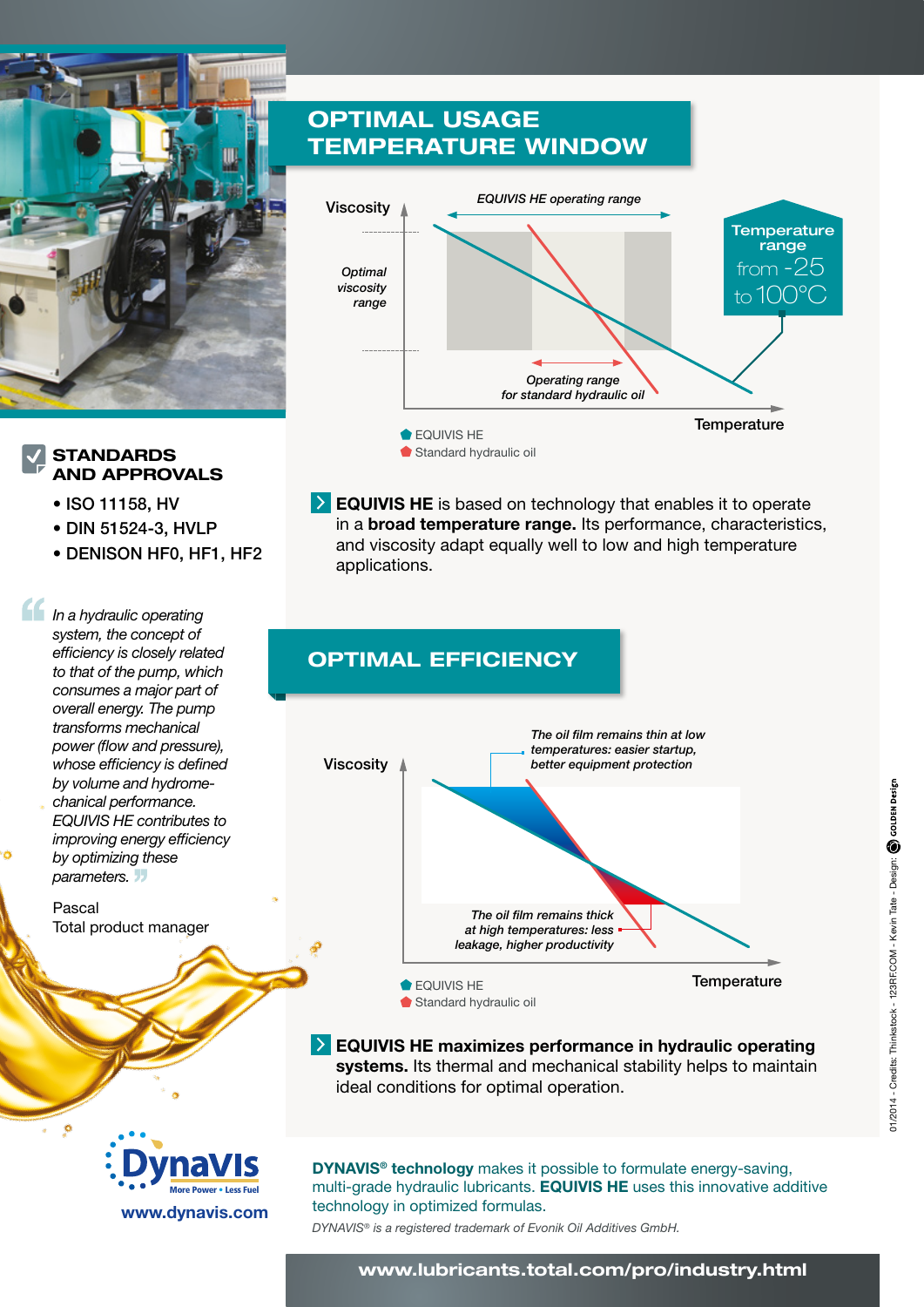## OPTIMAL USAGE TEMPERATURE WINDOW

Viscosity

EQUIVIS HE operating range

Optimal viscosity range

Temperature range from -25 to 100°C

Operating range for standard hydraulic oil

Temperature

EQUIVIS HE

Standard hydraulic oil

**EQUIVIS HE** is based on technology that enables it to operate in a **broad temperature range.** Its performance, characteristics, and viscosity adapt equally well to low and high temperature applications.

## STANDARDS AND APPROVALS

- ISO 11158, HV
- DIN 51524-3, HVLP
- DENISON HF0, HF1, HF2

*In a hydraulic operating system, the concept of efficiency is closely related to that of the pump, which consumes a major part of overall energy. The pump transforms mechanical power (flow and pressure), whose efficiency is defined by volume and hydromechanical performance. EQUIVIS HE contributes to improving energy efficiency by optimizing these parameters.*

Pascal
Total product manager

## OPTIMAL EFFICIENCY

Viscosity

*The oil film remains thin at low temperatures: easier startup, better equipment protection*

*The oil film remains thick at high temperatures: less leakage, higher productivity*

Temperature

EQUIVIS HE

Standard hydraulic oil

**EQUIVIS HE maximizes performance in hydraulic operating systems.** Its thermal and mechanical stability helps to maintain ideal conditions for optimal operation.

DynaVIS
More Power • Less Fuel
www.dynavis.com

**DYNAVIS® technology** makes it possible to formulate energy-saving, multi-grade hydraulic lubricants. **EQUIVIS HE** uses this innovative additive technology in optimized formulas.

*DYNAVIS® is a registered trademark of Evonik Oil Additives GmbH.*

www.lubricants.total.com/pro/industry.html

01/2014 - Credits: Thinkstock - 123RF.COM - Kevin Tate - Design: GOLDEN Design